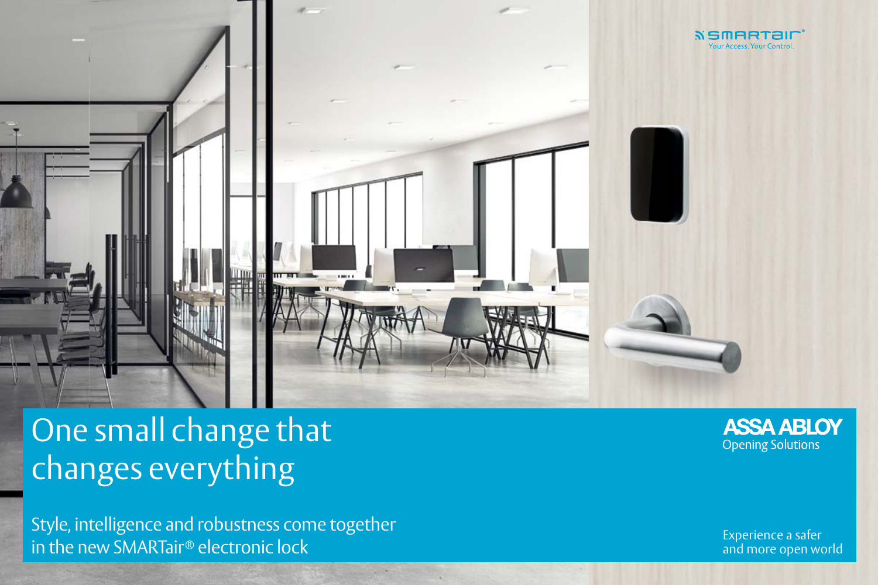SMARTair®
Your Access. Your Control.

# One small change that changes everything

Style, intelligence and robustness come together in the new SMARTair® electronic lock

ASSA ABLOY
Opening Solutions

Experience a safer and more open world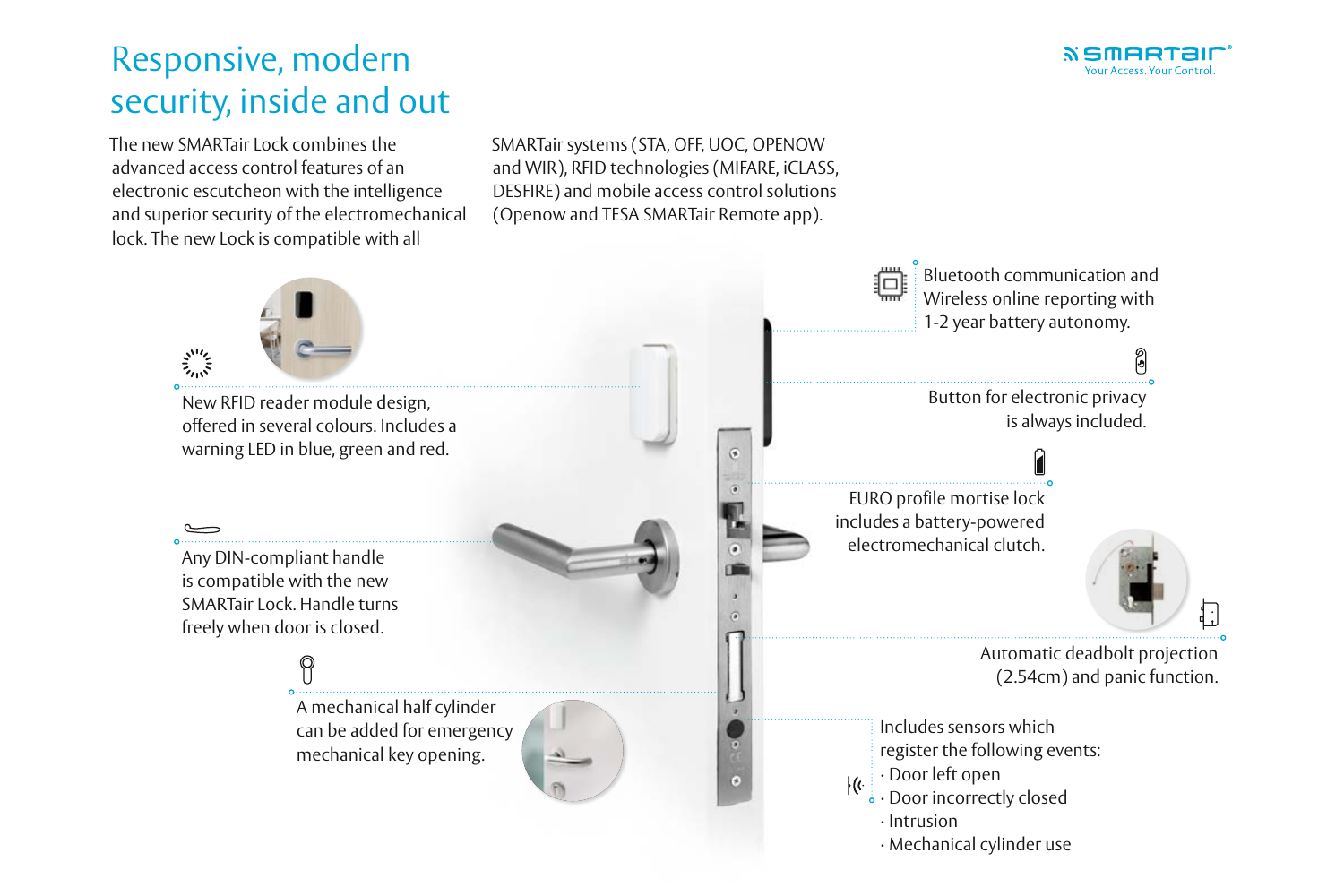# Responsive, modern security, inside and out

The new SMARTair Lock combines the advanced access control features of an electronic escutcheon with the intelligence and superior security of the electromechanical lock. The new Lock is compatible with all SMARTair systems (STA, OFF, UOC, OPENOW and WIR), RFID technologies (MIFARE, iCLASS, DESFIRE) and mobile access control solutions (Openow and TESA SMARTair Remote app).

New RFID reader module design, offered in several colours. Includes a warning LED in blue, green and red.

Any DIN-compliant handle is compatible with the new SMARTair Lock. Handle turns freely when door is closed.

A mechanical half cylinder can be added for emergency mechanical key opening.

Bluetooth communication and Wireless online reporting with 1-2 year battery autonomy.

Button for electronic privacy is always included.

EURO profile mortise lock includes a battery-powered electromechanical clutch.

Automatic deadbolt projection (2.54cm) and panic function.

Includes sensors which register the following events:

- Door left open
- Door incorrectly closed
- Intrusion
- Mechanical cylinder use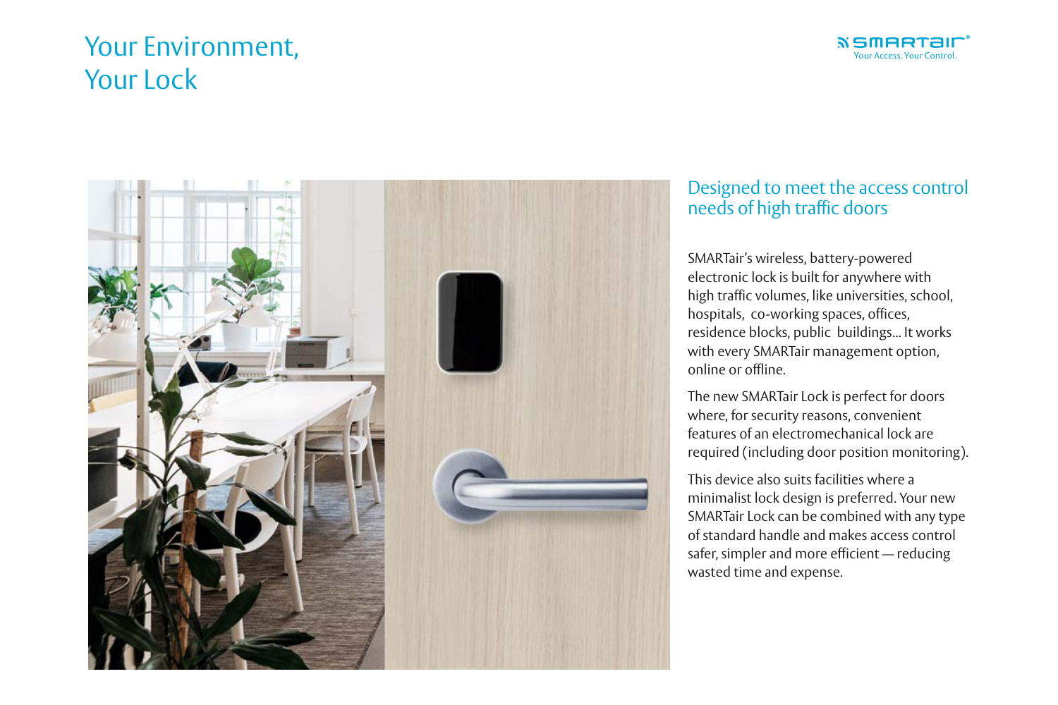# Your Environment, Your Lock

SMARTair® Your Access. Your Control.

## Designed to meet the access control needs of high traffic doors

SMARTair's wireless, battery-powered electronic lock is built for anywhere with high traffic volumes, like universities, school, hospitals, co-working spaces, offices, residence blocks, public buildings... It works with every SMARTair management option, online or offline.

The new SMARTair Lock is perfect for doors where, for security reasons, convenient features of an electromechanical lock are required (including door position monitoring).

This device also suits facilities where a minimalist lock design is preferred. Your new SMARTair Lock can be combined with any type of standard handle and makes access control safer, simpler and more efficient — reducing wasted time and expense.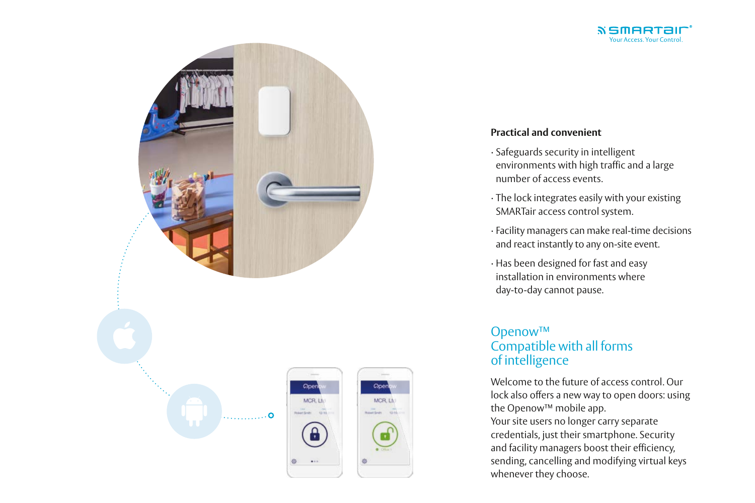### Practical and convenient

- Safeguards security in intelligent environments with high traffic and a large number of access events.
- The lock integrates easily with your existing SMARTair access control system.
- Facility managers can make real-time decisions and react instantly to any on-site event.
- Has been designed for fast and easy installation in environments where day-to-day cannot pause.

## Openow™ Compatible with all forms of intelligence

Welcome to the future of access control. Our lock also offers a new way to open doors: using the Openow™ mobile app.
Your site users no longer carry separate credentials, just their smartphone. Security and facility managers boost their efficiency, sending, cancelling and modifying virtual keys whenever they choose.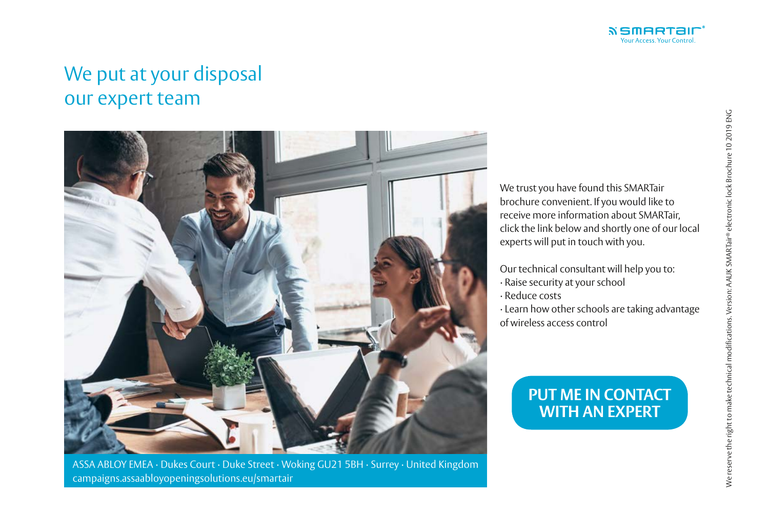SMARTair®
Your Access. Your Control.

# We put at your disposal our expert team

ASSA ABLOY EMEA · Dukes Court · Duke Street · Woking GU21 5BH · Surrey · United Kingdom
campaigns.assaabloyopeningsolutions.eu/smartair

We trust you have found this SMARTair brochure convenient. If you would like to receive more information about SMARTair, click the link below and shortly one of our local experts will put in touch with you.

Our technical consultant will help you to:

- Raise security at your school
- Reduce costs
- Learn how other schools are taking advantage of wireless access control

**PUT ME IN CONTACT WITH AN EXPERT**

We reserve the right to make technical modifications. Version: AAUK SMARTair® electronic lock Brochure 10 2019 ENG